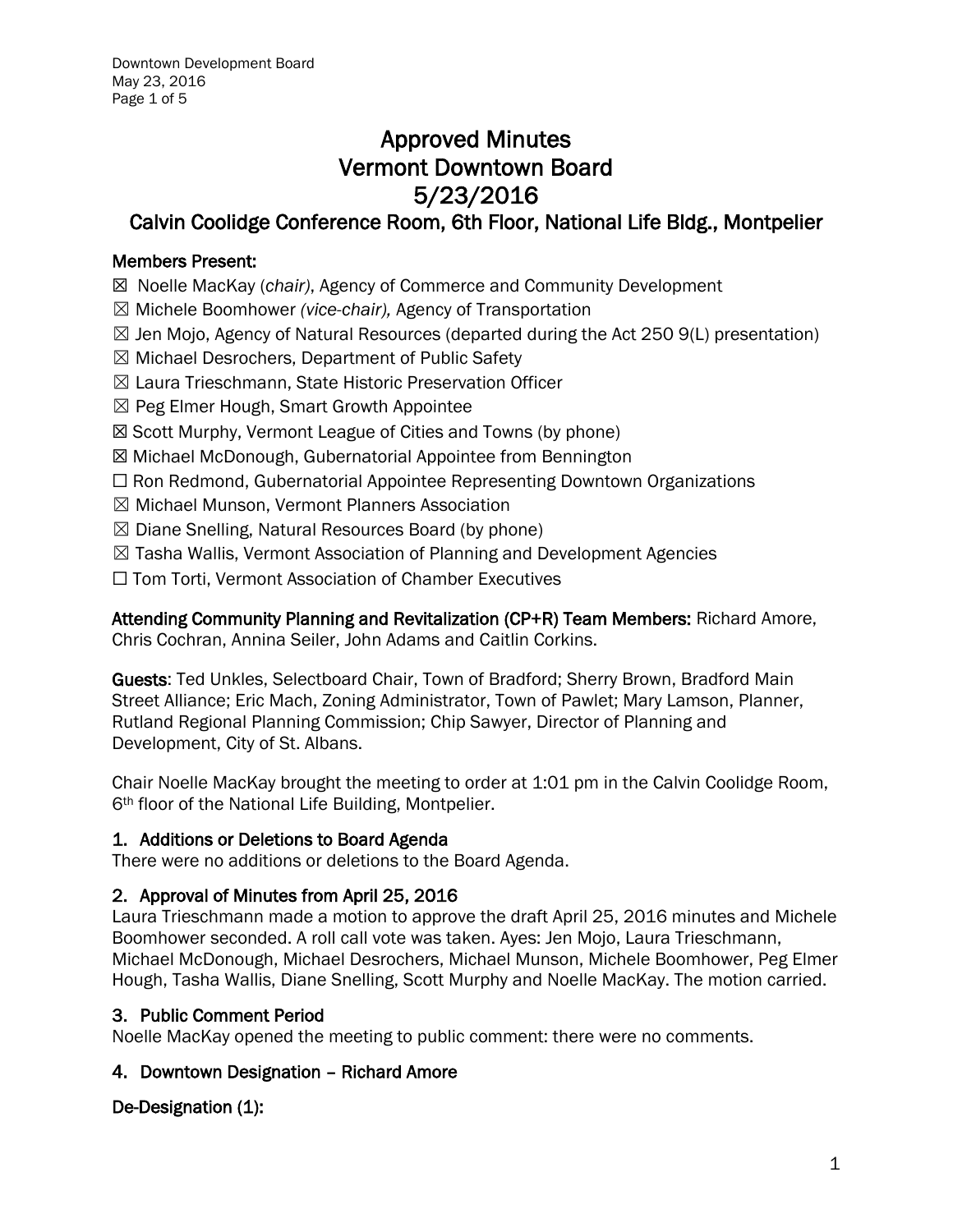# Approved Minutes
# Vermont Downtown Board
# 5/23/2016
## Calvin Coolidge Conference Room, 6th Floor, National Life Bldg., Montpelier

**Members Present:**

☒ Noelle MacKay (*chair*), Agency of Commerce and Community Development
☒ Michele Boomhower *(vice-chair),* Agency of Transportation
☒ Jen Mojo, Agency of Natural Resources (departed during the Act 250 9(L) presentation)
☒ Michael Desrochers, Department of Public Safety
☒ Laura Trieschmann, State Historic Preservation Officer
☒ Peg Elmer Hough, Smart Growth Appointee
☒ Scott Murphy, Vermont League of Cities and Towns (by phone)
☒ Michael McDonough, Gubernatorial Appointee from Bennington
☐ Ron Redmond, Gubernatorial Appointee Representing Downtown Organizations
☒ Michael Munson, Vermont Planners Association
☒ Diane Snelling, Natural Resources Board (by phone)
☒ Tasha Wallis, Vermont Association of Planning and Development Agencies
☐ Tom Torti, Vermont Association of Chamber Executives

**Attending Community Planning and Revitalization (CP+R) Team Members:** Richard Amore, Chris Cochran, Annina Seiler, John Adams and Caitlin Corkins.

**Guests**: Ted Unkles, Selectboard Chair, Town of Bradford; Sherry Brown, Bradford Main Street Alliance; Eric Mach, Zoning Administrator, Town of Pawlet; Mary Lamson, Planner, Rutland Regional Planning Commission; Chip Sawyer, Director of Planning and Development, City of St. Albans.

Chair Noelle MacKay brought the meeting to order at 1:01 pm in the Calvin Coolidge Room, 6th floor of the National Life Building, Montpelier.

### 1. Additions or Deletions to Board Agenda

There were no additions or deletions to the Board Agenda.

### 2. Approval of Minutes from April 25, 2016

Laura Trieschmann made a motion to approve the draft April 25, 2016 minutes and Michele Boomhower seconded. A roll call vote was taken. Ayes: Jen Mojo, Laura Trieschmann, Michael McDonough, Michael Desrochers, Michael Munson, Michele Boomhower, Peg Elmer Hough, Tasha Wallis, Diane Snelling, Scott Murphy and Noelle MacKay. The motion carried.

### 3. Public Comment Period

Noelle MacKay opened the meeting to public comment: there were no comments.

### 4. Downtown Designation – Richard Amore

**De-Designation (1):**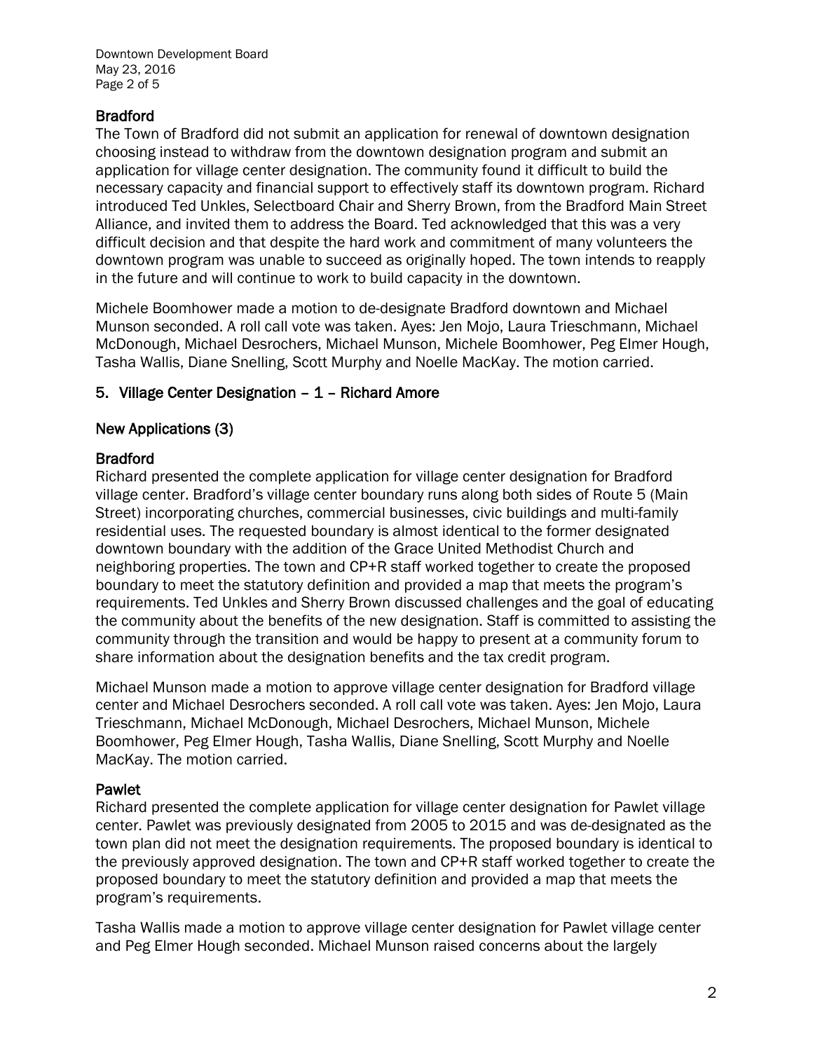## Bradford

The Town of Bradford did not submit an application for renewal of downtown designation choosing instead to withdraw from the downtown designation program and submit an application for village center designation. The community found it difficult to build the necessary capacity and financial support to effectively staff its downtown program. Richard introduced Ted Unkles, Selectboard Chair and Sherry Brown, from the Bradford Main Street Alliance, and invited them to address the Board. Ted acknowledged that this was a very difficult decision and that despite the hard work and commitment of many volunteers the downtown program was unable to succeed as originally hoped. The town intends to reapply in the future and will continue to work to build capacity in the downtown.

Michele Boomhower made a motion to de-designate Bradford downtown and Michael Munson seconded. A roll call vote was taken. Ayes: Jen Mojo, Laura Trieschmann, Michael McDonough, Michael Desrochers, Michael Munson, Michele Boomhower, Peg Elmer Hough, Tasha Wallis, Diane Snelling, Scott Murphy and Noelle MacKay. The motion carried.

## 5. Village Center Designation – 1 – Richard Amore

### New Applications (3)

### Bradford

Richard presented the complete application for village center designation for Bradford village center. Bradford's village center boundary runs along both sides of Route 5 (Main Street) incorporating churches, commercial businesses, civic buildings and multi-family residential uses. The requested boundary is almost identical to the former designated downtown boundary with the addition of the Grace United Methodist Church and neighboring properties. The town and CP+R staff worked together to create the proposed boundary to meet the statutory definition and provided a map that meets the program's requirements. Ted Unkles and Sherry Brown discussed challenges and the goal of educating the community about the benefits of the new designation. Staff is committed to assisting the community through the transition and would be happy to present at a community forum to share information about the designation benefits and the tax credit program.

Michael Munson made a motion to approve village center designation for Bradford village center and Michael Desrochers seconded. A roll call vote was taken. Ayes: Jen Mojo, Laura Trieschmann, Michael McDonough, Michael Desrochers, Michael Munson, Michele Boomhower, Peg Elmer Hough, Tasha Wallis, Diane Snelling, Scott Murphy and Noelle MacKay. The motion carried.

### Pawlet

Richard presented the complete application for village center designation for Pawlet village center. Pawlet was previously designated from 2005 to 2015 and was de-designated as the town plan did not meet the designation requirements. The proposed boundary is identical to the previously approved designation. The town and CP+R staff worked together to create the proposed boundary to meet the statutory definition and provided a map that meets the program's requirements.

Tasha Wallis made a motion to approve village center designation for Pawlet village center and Peg Elmer Hough seconded. Michael Munson raised concerns about the largely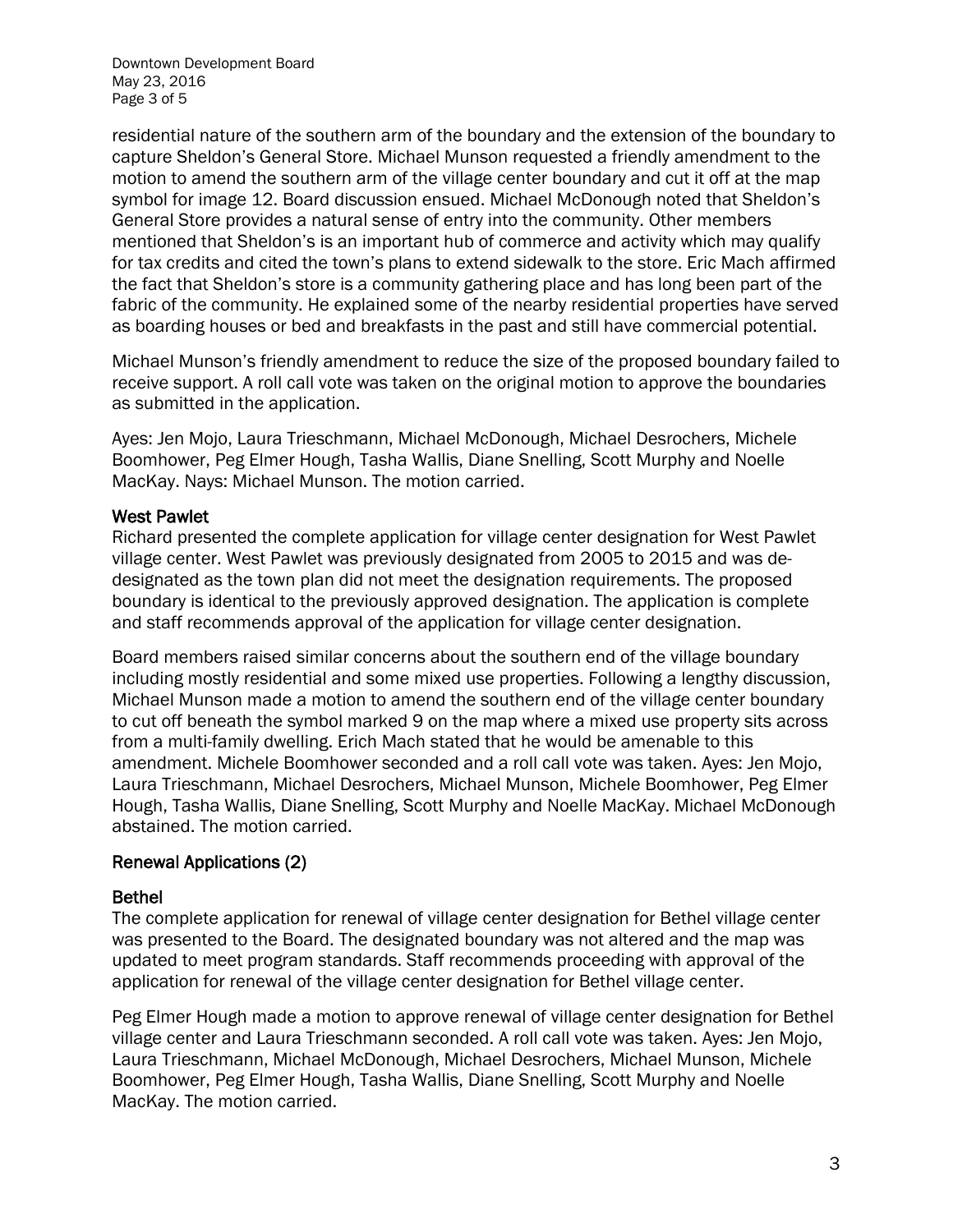residential nature of the southern arm of the boundary and the extension of the boundary to capture Sheldon's General Store. Michael Munson requested a friendly amendment to the motion to amend the southern arm of the village center boundary and cut it off at the map symbol for image 12. Board discussion ensued. Michael McDonough noted that Sheldon's General Store provides a natural sense of entry into the community. Other members mentioned that Sheldon's is an important hub of commerce and activity which may qualify for tax credits and cited the town's plans to extend sidewalk to the store. Eric Mach affirmed the fact that Sheldon's store is a community gathering place and has long been part of the fabric of the community. He explained some of the nearby residential properties have served as boarding houses or bed and breakfasts in the past and still have commercial potential.

Michael Munson's friendly amendment to reduce the size of the proposed boundary failed to receive support. A roll call vote was taken on the original motion to approve the boundaries as submitted in the application.

Ayes: Jen Mojo, Laura Trieschmann, Michael McDonough, Michael Desrochers, Michele Boomhower, Peg Elmer Hough, Tasha Wallis, Diane Snelling, Scott Murphy and Noelle MacKay. Nays: Michael Munson. The motion carried.

### West Pawlet

Richard presented the complete application for village center designation for West Pawlet village center. West Pawlet was previously designated from 2005 to 2015 and was de-designated as the town plan did not meet the designation requirements. The proposed boundary is identical to the previously approved designation. The application is complete and staff recommends approval of the application for village center designation.

Board members raised similar concerns about the southern end of the village boundary including mostly residential and some mixed use properties. Following a lengthy discussion, Michael Munson made a motion to amend the southern end of the village center boundary to cut off beneath the symbol marked 9 on the map where a mixed use property sits across from a multi-family dwelling. Erich Mach stated that he would be amenable to this amendment. Michele Boomhower seconded and a roll call vote was taken. Ayes: Jen Mojo, Laura Trieschmann, Michael Desrochers, Michael Munson, Michele Boomhower, Peg Elmer Hough, Tasha Wallis, Diane Snelling, Scott Murphy and Noelle MacKay. Michael McDonough abstained. The motion carried.

## Renewal Applications (2)

### Bethel

The complete application for renewal of village center designation for Bethel village center was presented to the Board. The designated boundary was not altered and the map was updated to meet program standards. Staff recommends proceeding with approval of the application for renewal of the village center designation for Bethel village center.

Peg Elmer Hough made a motion to approve renewal of village center designation for Bethel village center and Laura Trieschmann seconded. A roll call vote was taken. Ayes: Jen Mojo, Laura Trieschmann, Michael McDonough, Michael Desrochers, Michael Munson, Michele Boomhower, Peg Elmer Hough, Tasha Wallis, Diane Snelling, Scott Murphy and Noelle MacKay. The motion carried.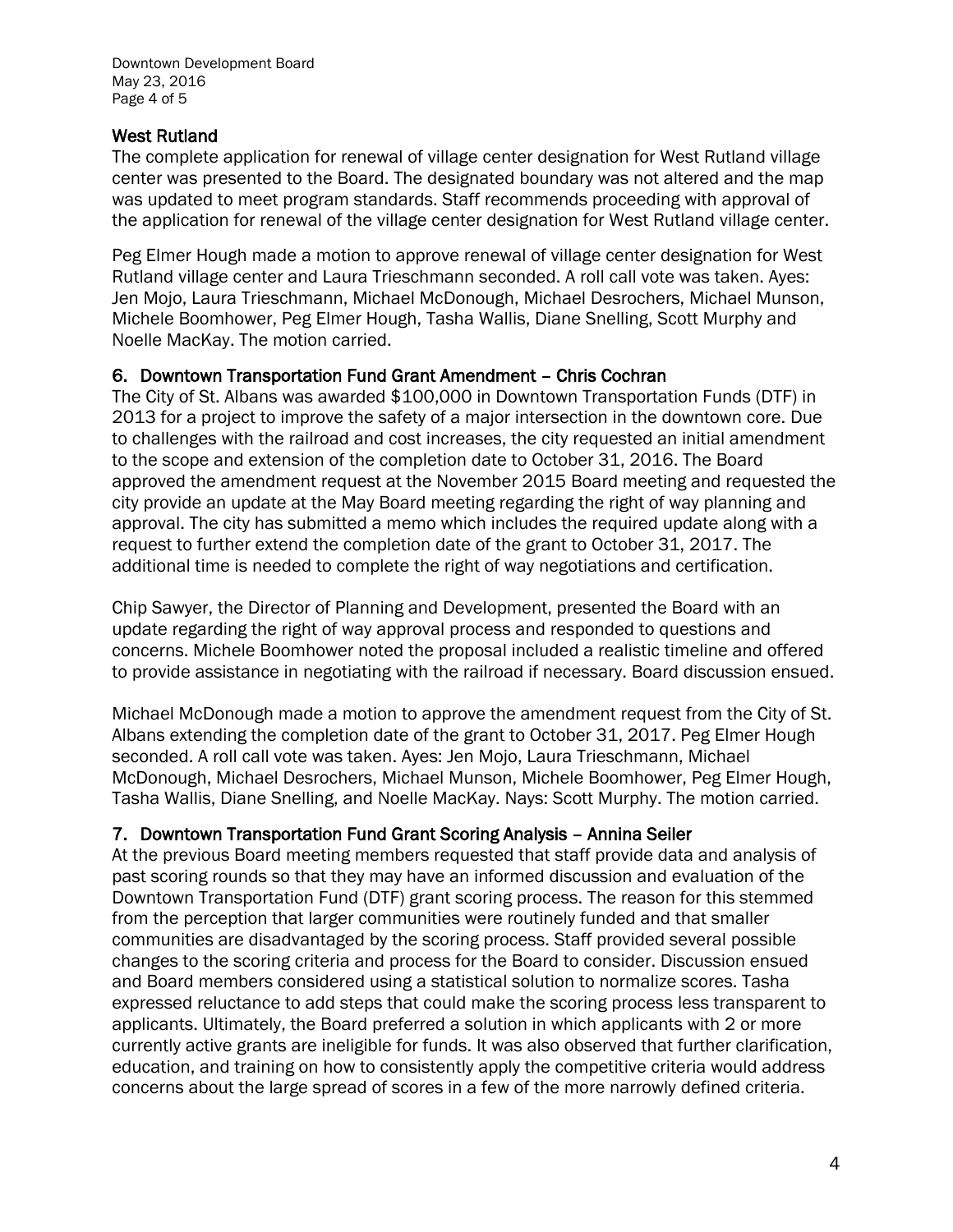### West Rutland

The complete application for renewal of village center designation for West Rutland village center was presented to the Board. The designated boundary was not altered and the map was updated to meet program standards. Staff recommends proceeding with approval of the application for renewal of the village center designation for West Rutland village center.

Peg Elmer Hough made a motion to approve renewal of village center designation for West Rutland village center and Laura Trieschmann seconded. A roll call vote was taken. Ayes: Jen Mojo, Laura Trieschmann, Michael McDonough, Michael Desrochers, Michael Munson, Michele Boomhower, Peg Elmer Hough, Tasha Wallis, Diane Snelling, Scott Murphy and Noelle MacKay. The motion carried.

## 6. Downtown Transportation Fund Grant Amendment – Chris Cochran

The City of St. Albans was awarded $100,000 in Downtown Transportation Funds (DTF) in 2013 for a project to improve the safety of a major intersection in the downtown core. Due to challenges with the railroad and cost increases, the city requested an initial amendment to the scope and extension of the completion date to October 31, 2016. The Board approved the amendment request at the November 2015 Board meeting and requested the city provide an update at the May Board meeting regarding the right of way planning and approval. The city has submitted a memo which includes the required update along with a request to further extend the completion date of the grant to October 31, 2017. The additional time is needed to complete the right of way negotiations and certification.

Chip Sawyer, the Director of Planning and Development, presented the Board with an update regarding the right of way approval process and responded to questions and concerns. Michele Boomhower noted the proposal included a realistic timeline and offered to provide assistance in negotiating with the railroad if necessary. Board discussion ensued.

Michael McDonough made a motion to approve the amendment request from the City of St. Albans extending the completion date of the grant to October 31, 2017. Peg Elmer Hough seconded. A roll call vote was taken. Ayes: Jen Mojo, Laura Trieschmann, Michael McDonough, Michael Desrochers, Michael Munson, Michele Boomhower, Peg Elmer Hough, Tasha Wallis, Diane Snelling, and Noelle MacKay. Nays: Scott Murphy. The motion carried.

## 7. Downtown Transportation Fund Grant Scoring Analysis – Annina Seiler

At the previous Board meeting members requested that staff provide data and analysis of past scoring rounds so that they may have an informed discussion and evaluation of the Downtown Transportation Fund (DTF) grant scoring process. The reason for this stemmed from the perception that larger communities were routinely funded and that smaller communities are disadvantaged by the scoring process. Staff provided several possible changes to the scoring criteria and process for the Board to consider. Discussion ensued and Board members considered using a statistical solution to normalize scores. Tasha expressed reluctance to add steps that could make the scoring process less transparent to applicants. Ultimately, the Board preferred a solution in which applicants with 2 or more currently active grants are ineligible for funds. It was also observed that further clarification, education, and training on how to consistently apply the competitive criteria would address concerns about the large spread of scores in a few of the more narrowly defined criteria.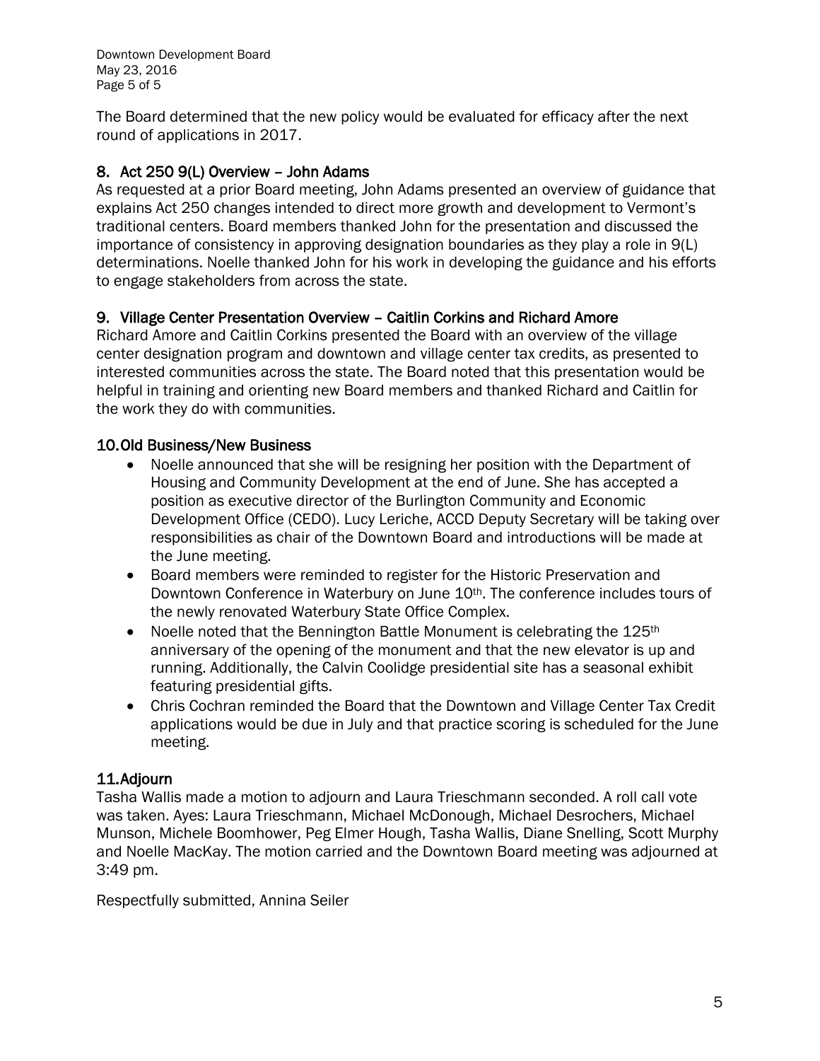The Board determined that the new policy would be evaluated for efficacy after the next round of applications in 2017.

## 8. Act 250 9(L) Overview – John Adams

As requested at a prior Board meeting, John Adams presented an overview of guidance that explains Act 250 changes intended to direct more growth and development to Vermont's traditional centers. Board members thanked John for the presentation and discussed the importance of consistency in approving designation boundaries as they play a role in 9(L) determinations. Noelle thanked John for his work in developing the guidance and his efforts to engage stakeholders from across the state.

## 9. Village Center Presentation Overview – Caitlin Corkins and Richard Amore

Richard Amore and Caitlin Corkins presented the Board with an overview of the village center designation program and downtown and village center tax credits, as presented to interested communities across the state. The Board noted that this presentation would be helpful in training and orienting new Board members and thanked Richard and Caitlin for the work they do with communities.

## 10. Old Business/New Business

- Noelle announced that she will be resigning her position with the Department of Housing and Community Development at the end of June. She has accepted a position as executive director of the Burlington Community and Economic Development Office (CEDO). Lucy Leriche, ACCD Deputy Secretary will be taking over responsibilities as chair of the Downtown Board and introductions will be made at the June meeting.
- Board members were reminded to register for the Historic Preservation and Downtown Conference in Waterbury on June 10th. The conference includes tours of the newly renovated Waterbury State Office Complex.
- Noelle noted that the Bennington Battle Monument is celebrating the 125th anniversary of the opening of the monument and that the new elevator is up and running. Additionally, the Calvin Coolidge presidential site has a seasonal exhibit featuring presidential gifts.
- Chris Cochran reminded the Board that the Downtown and Village Center Tax Credit applications would be due in July and that practice scoring is scheduled for the June meeting.

## 11. Adjourn

Tasha Wallis made a motion to adjourn and Laura Trieschmann seconded. A roll call vote was taken. Ayes: Laura Trieschmann, Michael McDonough, Michael Desrochers, Michael Munson, Michele Boomhower, Peg Elmer Hough, Tasha Wallis, Diane Snelling, Scott Murphy and Noelle MacKay. The motion carried and the Downtown Board meeting was adjourned at 3:49 pm.

Respectfully submitted, Annina Seiler